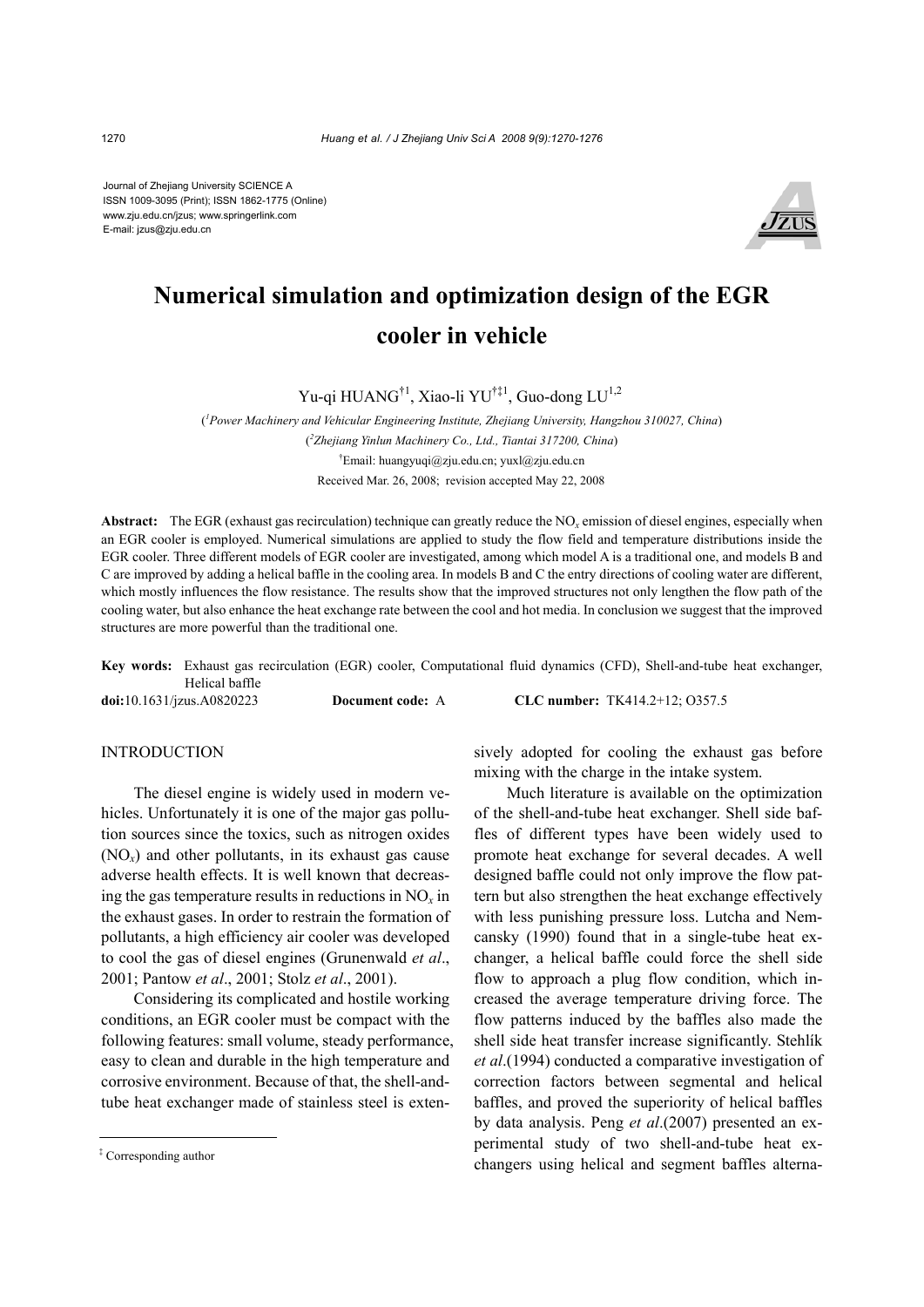Journal of Zhejiang University SCIENCE A
ISSN 1009-3095 (Print); ISSN 1862-1775 (Online)
www.zju.edu.cn/jzus; www.springerlink.com
E-mail: jzus@zju.edu.cn

# Numerical simulation and optimization design of the EGR cooler in vehicle

Yu-qi HUANG[†1], Xiao-li YU[†‡1], Guo-dong LU[1,2]

([1]*Power Machinery and Vehicular Engineering Institute, Zhejiang University, Hangzhou 310027, China*)

([2]*Zhejiang Yinlun Machinery Co., Ltd., Tiantai 317200, China*)

[†]Email: huangyuqi@zju.edu.cn; yuxl@zju.edu.cn

Received Mar. 26, 2008; revision accepted May 22, 2008

**Abstract:** The EGR (exhaust gas recirculation) technique can greatly reduce the $NO_x$ emission of diesel engines, especially when an EGR cooler is employed. Numerical simulations are applied to study the flow field and temperature distributions inside the EGR cooler. Three different models of EGR cooler are investigated, among which model A is a traditional one, and models B and C are improved by adding a helical baffle in the cooling area. In models B and C the entry directions of cooling water are different, which mostly influences the flow resistance. The results show that the improved structures not only lengthen the flow path of the cooling water, but also enhance the heat exchange rate between the cool and hot media. In conclusion we suggest that the improved structures are more powerful than the traditional one.

**Key words:** Exhaust gas recirculation (EGR) cooler, Computational fluid dynamics (CFD), Shell-and-tube heat exchanger, Helical baffle

**doi:**10.1631/jzus.A0820223 **Document code:** A **CLC number:** TK414.2+12; O357.5

## INTRODUCTION

The diesel engine is widely used in modern vehicles. Unfortunately it is one of the major gas pollution sources since the toxics, such as nitrogen oxides ($NO_x$) and other pollutants, in its exhaust gas cause adverse health effects. It is well known that decreasing the gas temperature results in reductions in $NO_x$ in the exhaust gases. In order to restrain the formation of pollutants, a high efficiency air cooler was developed to cool the gas of diesel engines (Grunenwald *et al*., 2001; Pantow *et al*., 2001; Stolz *et al*., 2001).

Considering its complicated and hostile working conditions, an EGR cooler must be compact with the following features: small volume, steady performance, easy to clean and durable in the high temperature and corrosive environment. Because of that, the shell-and-tube heat exchanger made of stainless steel is extensively adopted for cooling the exhaust gas before mixing with the charge in the intake system.

Much literature is available on the optimization of the shell-and-tube heat exchanger. Shell side baffles of different types have been widely used to promote heat exchange for several decades. A well designed baffle could not only improve the flow pattern but also strengthen the heat exchange effectively with less punishing pressure loss. Lutcha and Nemcansky (1990) found that in a single-tube heat exchanger, a helical baffle could force the shell side flow to approach a plug flow condition, which increased the average temperature driving force. The flow patterns induced by the baffles also made the shell side heat transfer increase significantly. Stehlík *et al*.(1994) conducted a comparative investigation of correction factors between segmental and helical baffles, and proved the superiority of helical baffles by data analysis. Peng *et al*.(2007) presented an experimental study of two shell-and-tube heat exchangers using helical and segment baffles alterna-

[‡] Corresponding author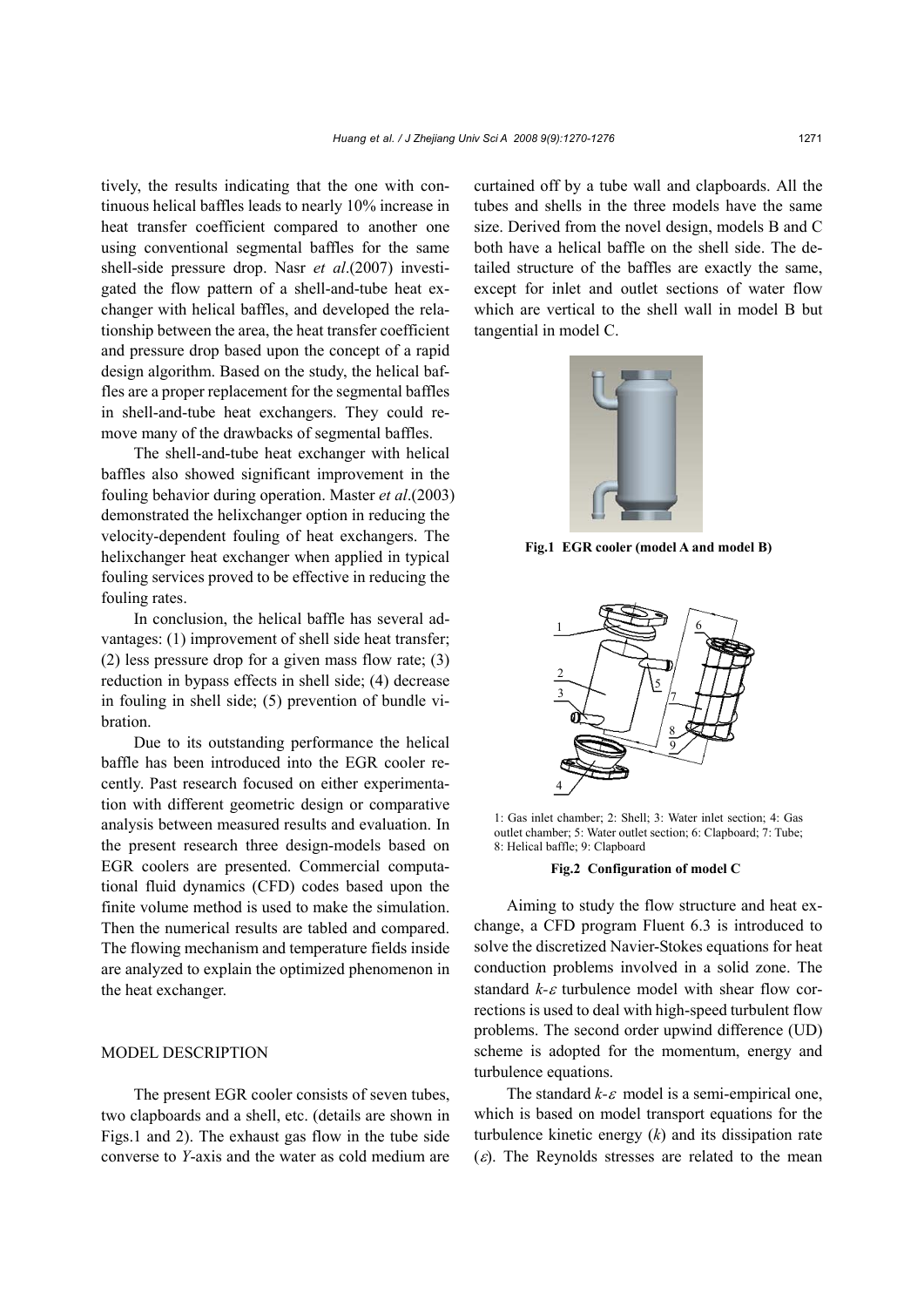tively, the results indicating that the one with continuous helical baffles leads to nearly 10% increase in heat transfer coefficient compared to another one using conventional segmental baffles for the same shell-side pressure drop. Nasr *et al*.(2007) investigated the flow pattern of a shell-and-tube heat exchanger with helical baffles, and developed the relationship between the area, the heat transfer coefficient and pressure drop based upon the concept of a rapid design algorithm. Based on the study, the helical baffles are a proper replacement for the segmental baffles in shell-and-tube heat exchangers. They could remove many of the drawbacks of segmental baffles.

The shell-and-tube heat exchanger with helical baffles also showed significant improvement in the fouling behavior during operation. Master *et al*.(2003) demonstrated the helixchanger option in reducing the velocity-dependent fouling of heat exchangers. The helixchanger heat exchanger when applied in typical fouling services proved to be effective in reducing the fouling rates.

In conclusion, the helical baffle has several advantages: (1) improvement of shell side heat transfer; (2) less pressure drop for a given mass flow rate; (3) reduction in bypass effects in shell side; (4) decrease in fouling in shell side; (5) prevention of bundle vibration.

Due to its outstanding performance the helical baffle has been introduced into the EGR cooler recently. Past research focused on either experimentation with different geometric design or comparative analysis between measured results and evaluation. In the present research three design-models based on EGR coolers are presented. Commercial computational fluid dynamics (CFD) codes based upon the finite volume method is used to make the simulation. Then the numerical results are tabled and compared. The flowing mechanism and temperature fields inside are analyzed to explain the optimized phenomenon in the heat exchanger.

## MODEL DESCRIPTION

The present EGR cooler consists of seven tubes, two clapboards and a shell, etc. (details are shown in Figs.1 and 2). The exhaust gas flow in the tube side converse to *Y*-axis and the water as cold medium are curtained off by a tube wall and clapboards. All the tubes and shells in the three models have the same size. Derived from the novel design, models B and C both have a helical baffle on the shell side. The detailed structure of the baffles are exactly the same, except for inlet and outlet sections of water flow which are vertical to the shell wall in model B but tangential in model C.

**Fig.1 EGR cooler (model A and model B)**

1: Gas inlet chamber; 2: Shell; 3: Water inlet section; 4: Gas outlet chamber; 5: Water outlet section; 6: Clapboard; 7: Tube; 8: Helical baffle; 9: Clapboard

**Fig.2 Configuration of model C**

Aiming to study the flow structure and heat exchange, a CFD program Fluent 6.3 is introduced to solve the discretized Navier-Stokes equations for heat conduction problems involved in a solid zone. The standard $k$-$\varepsilon$ turbulence model with shear flow corrections is used to deal with high-speed turbulent flow problems. The second order upwind difference (UD) scheme is adopted for the momentum, energy and turbulence equations.

The standard $k$-$\varepsilon$ model is a semi-empirical one, which is based on model transport equations for the turbulence kinetic energy ($k$) and its dissipation rate ($\varepsilon$). The Reynolds stresses are related to the mean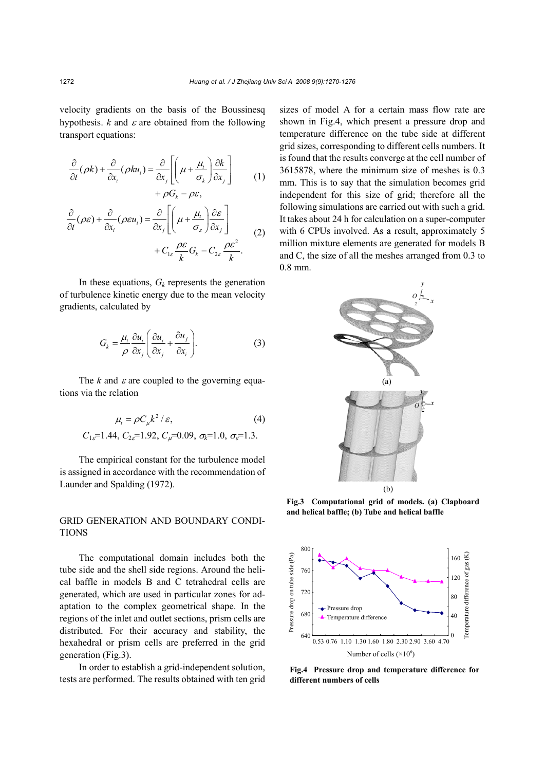velocity gradients on the basis of the Boussinesq hypothesis. $k$ and $\varepsilon$ are obtained from the following transport equations:

$$\frac{\partial}{\partial t}(\rho k)+\frac{\partial}{\partial x_i}(\rho k u_i)=\frac{\partial}{\partial x_j}\left[\left(\mu+\frac{\mu_t}{\sigma_k}\right)\frac{\partial k}{\partial x_j}\right]+\rho G_k-\rho\varepsilon, \tag{1}$$

$$\frac{\partial}{\partial t}(\rho \varepsilon)+\frac{\partial}{\partial x_i}(\rho \varepsilon u_i)=\frac{\partial}{\partial x_j}\left[\left(\mu+\frac{\mu_t}{\sigma_\varepsilon}\right)\frac{\partial \varepsilon}{\partial x_j}\right]+C_{1\varepsilon}\frac{\rho\varepsilon}{k}G_k-C_{2\varepsilon}\frac{\rho\varepsilon^2}{k}. \tag{2}$$

In these equations, $G_k$ represents the generation of turbulence kinetic energy due to the mean velocity gradients, calculated by

$$G_k=\frac{\mu_t}{\rho}\frac{\partial u_i}{\partial x_j}\left(\frac{\partial u_i}{\partial x_j}+\frac{\partial u_j}{\partial x_i}\right). \tag{3}$$

The $k$ and $\varepsilon$ are coupled to the governing equations via the relation

$$\mu_t=\rho C_\mu k^2/\varepsilon, \tag{4}$$

$$C_{1\varepsilon}=1.44,\ C_{2\varepsilon}=1.92,\ C_\mu=0.09,\ \sigma_k=1.0,\ \sigma_\varepsilon=1.3.$$

The empirical constant for the turbulence model is assigned in accordance with the recommendation of Launder and Spalding (1972).

## GRID GENERATION AND BOUNDARY CONDITIONS

The computational domain includes both the tube side and the shell side regions. Around the helical baffle in models B and C tetrahedral cells are generated, which are used in particular zones for adaptation to the complex geometrical shape. In the regions of the inlet and outlet sections, prism cells are distributed. For their accuracy and stability, the hexahedral or prism cells are preferred in the grid generation (Fig.3).

In order to establish a grid-independent solution, tests are performed. The results obtained with ten grid sizes of model A for a certain mass flow rate are shown in Fig.4, which present a pressure drop and temperature difference on the tube side at different grid sizes, corresponding to different cells numbers. It is found that the results converge at the cell number of 3615878, where the minimum size of meshes is 0.3 mm. This is to say that the simulation becomes grid independent for this size of grid; therefore all the following simulations are carried out with such a grid. It takes about 24 h for calculation on a super-computer with 6 CPUs involved. As a result, approximately 5 million mixture elements are generated for models B and C, the size of all the meshes arranged from 0.3 to 0.8 mm.

**Fig.3 Computational grid of models. (a) Clapboard and helical baffle; (b) Tube and helical baffle**

**Fig.4 Pressure drop and temperature difference for different numbers of cells**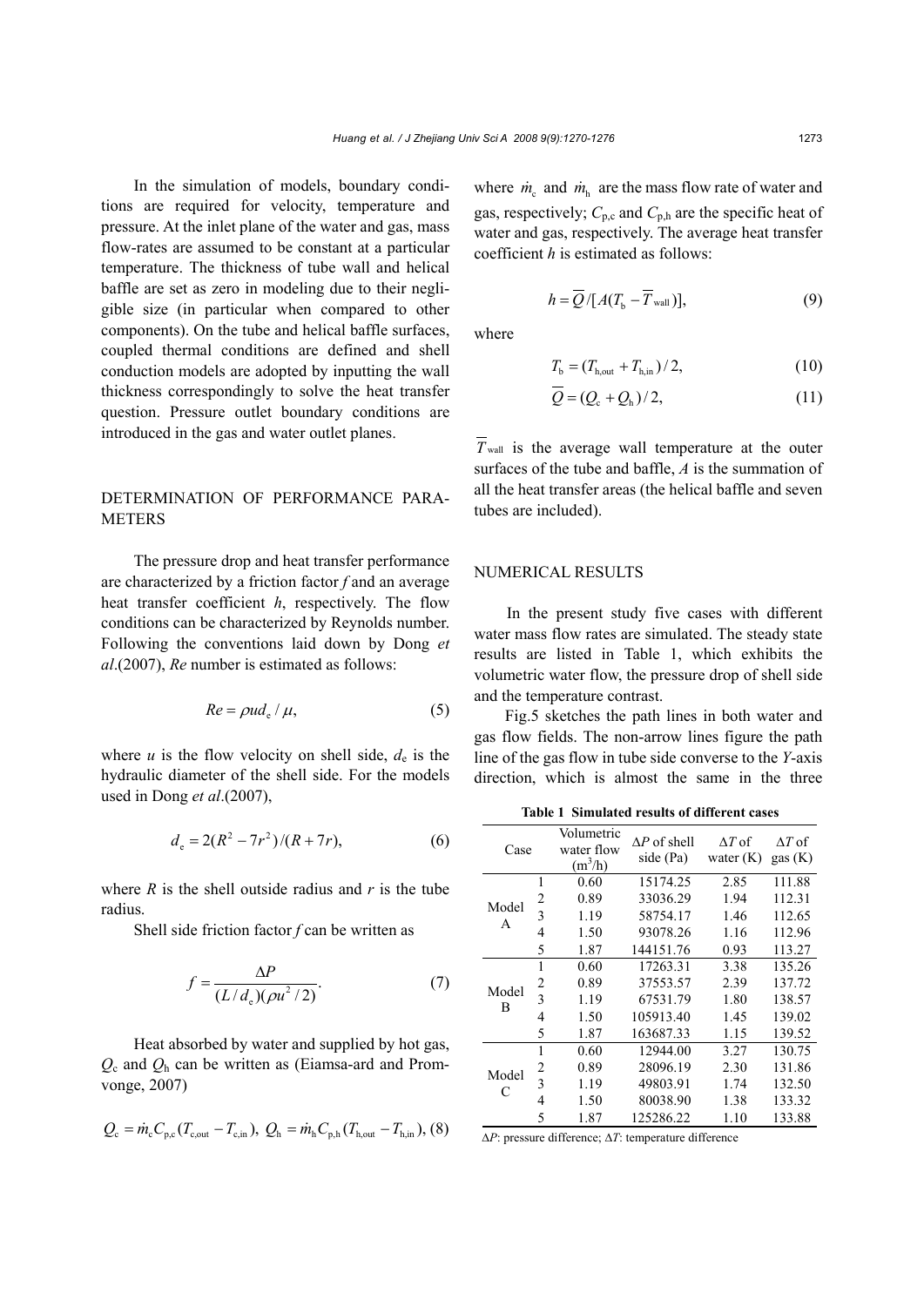In the simulation of models, boundary conditions are required for velocity, temperature and pressure. At the inlet plane of the water and gas, mass flow-rates are assumed to be constant at a particular temperature. The thickness of tube wall and helical baffle are set as zero in modeling due to their negligible size (in particular when compared to other components). On the tube and helical baffle surfaces, coupled thermal conditions are defined and shell conduction models are adopted by inputting the wall thickness correspondingly to solve the heat transfer question. Pressure outlet boundary conditions are introduced in the gas and water outlet planes.

## DETERMINATION OF PERFORMANCE PARAMETERS

The pressure drop and heat transfer performance are characterized by a friction factor $f$ and an average heat transfer coefficient $h$, respectively. The flow conditions can be characterized by Reynolds number. Following the conventions laid down by Dong *et al*.(2007), $Re$ number is estimated as follows:

$$Re = \rho u d_e / \mu, \tag{5}$$

where $u$ is the flow velocity on shell side, $d_e$ is the hydraulic diameter of the shell side. For the models used in Dong *et al*.(2007),

$$d_e = 2(R^2 - 7r^2)/(R + 7r), \tag{6}$$

where $R$ is the shell outside radius and $r$ is the tube radius.

Shell side friction factor $f$ can be written as

$$f = \frac{\Delta P}{(L/d_e)(\rho u^2/2)}. \tag{7}$$

Heat absorbed by water and supplied by hot gas, $Q_c$ and $Q_h$ can be written as (Eiamsa-ard and Promvonge, 2007)

$$Q_c = \dot{m}_c C_{p,c}(T_{c,out} - T_{c,in}),\ Q_h = \dot{m}_h C_{p,h}(T_{h,out} - T_{h,in}), \tag{8}$$

where $\dot{m}_c$ and $\dot{m}_h$ are the mass flow rate of water and gas, respectively; $C_{p,c}$ and $C_{p,h}$ are the specific heat of water and gas, respectively. The average heat transfer coefficient $h$ is estimated as follows:

$$h = \overline{Q}/[A(T_b - \overline{T}_{wall})], \tag{9}$$

where

$$T_b = (T_{h,out} + T_{h,in})/2, \tag{10}$$

$$\overline{Q} = (Q_c + Q_h)/2, \tag{11}$$

$\overline{T}_{wall}$ is the average wall temperature at the outer surfaces of the tube and baffle, $A$ is the summation of all the heat transfer areas (the helical baffle and seven tubes are included).

## NUMERICAL RESULTS

In the present study five cases with different water mass flow rates are simulated. The steady state results are listed in Table 1, which exhibits the volumetric water flow, the pressure drop of shell side and the temperature contrast.

Fig.5 sketches the path lines in both water and gas flow fields. The non-arrow lines figure the path line of the gas flow in tube side converse to the $Y$-axis direction, which is almost the same in the three

**Table 1 Simulated results of different cases**

| Case | | Volumetric water flow ($m^3$/h) | $\Delta P$ of shell side (Pa) | $\Delta T$ of water (K) | $\Delta T$ of gas (K) |
|---|---|---|---|---|---|
| Model A | 1 | 0.60 | 15174.25 | 2.85 | 111.88 |
| | 2 | 0.89 | 33036.29 | 1.94 | 112.31 |
| | 3 | 1.19 | 58754.17 | 1.46 | 112.65 |
| | 4 | 1.50 | 93078.26 | 1.16 | 112.96 |
| | 5 | 1.87 | 144151.76 | 0.93 | 113.27 |
| Model B | 1 | 0.60 | 17263.31 | 3.38 | 135.26 |
| | 2 | 0.89 | 37553.57 | 2.39 | 137.72 |
| | 3 | 1.19 | 67531.79 | 1.80 | 138.57 |
| | 4 | 1.50 | 105913.40 | 1.45 | 139.02 |
| | 5 | 1.87 | 163687.33 | 1.15 | 139.52 |
| Model C | 1 | 0.60 | 12944.00 | 3.27 | 130.75 |
| | 2 | 0.89 | 28096.19 | 2.30 | 131.86 |
| | 3 | 1.19 | 49803.91 | 1.74 | 132.50 |
| | 4 | 1.50 | 80038.90 | 1.38 | 133.32 |
| | 5 | 1.87 | 125286.22 | 1.10 | 133.88 |

$\Delta P$: pressure difference; $\Delta T$: temperature difference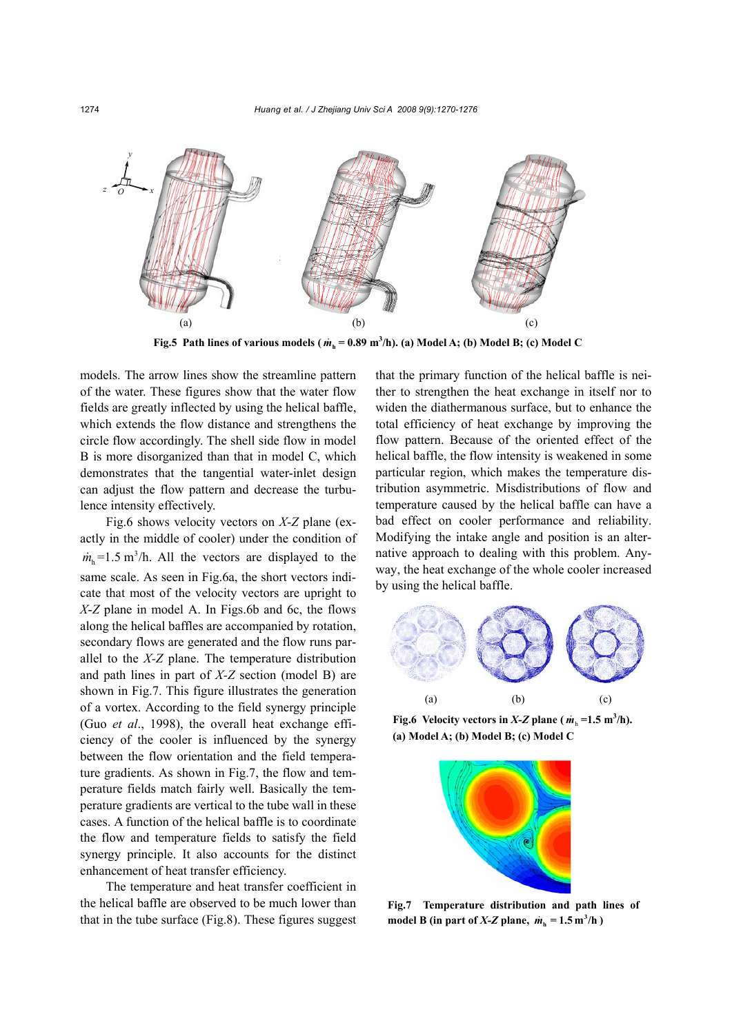Fig.5 Path lines of various models ($\dot{m}_h$ = 0.89 m$^3$/h). (a) Model A; (b) Model B; (c) Model C

models. The arrow lines show the streamline pattern of the water. These figures show that the water flow fields are greatly inflected by using the helical baffle, which extends the flow distance and strengthens the circle flow accordingly. The shell side flow in model B is more disorganized than that in model C, which demonstrates that the tangential water-inlet design can adjust the flow pattern and decrease the turbulence intensity effectively.

Fig.6 shows velocity vectors on *X-Z* plane (exactly in the middle of cooler) under the condition of $\dot{m}_h$=1.5 m$^3$/h. All the vectors are displayed to the same scale. As seen in Fig.6a, the short vectors indicate that most of the velocity vectors are upright to *X-Z* plane in model A. In Figs.6b and 6c, the flows along the helical baffles are accompanied by rotation, secondary flows are generated and the flow runs parallel to the *X-Z* plane. The temperature distribution and path lines in part of *X-Z* section (model B) are shown in Fig.7. This figure illustrates the generation of a vortex. According to the field synergy principle (Guo *et al*., 1998), the overall heat exchange efficiency of the cooler is influenced by the synergy between the flow orientation and the field temperature gradients. As shown in Fig.7, the flow and temperature fields match fairly well. Basically the temperature gradients are vertical to the tube wall in these cases. A function of the helical baffle is to coordinate the flow and temperature fields to satisfy the field synergy principle. It also accounts for the distinct enhancement of heat transfer efficiency.

The temperature and heat transfer coefficient in the helical baffle are observed to be much lower than that in the tube surface (Fig.8). These figures suggest that the primary function of the helical baffle is neither to strengthen the heat exchange in itself nor to widen the diathermanous surface, but to enhance the total efficiency of heat exchange by improving the flow pattern. Because of the oriented effect of the helical baffle, the flow intensity is weakened in some particular region, which makes the temperature distribution asymmetric. Misdistributions of flow and temperature caused by the helical baffle can have a bad effect on cooler performance and reliability. Modifying the intake angle and position is an alternative approach to dealing with this problem. Anyway, the heat exchange of the whole cooler increased by using the helical baffle.

Fig.6 Velocity vectors in *X-Z* plane ($\dot{m}_h$=1.5 m$^3$/h). (a) Model A; (b) Model B; (c) Model C

Fig.7 Temperature distribution and path lines of model B (in part of *X-Z* plane, $\dot{m}_h$ = 1.5 m$^3$/h )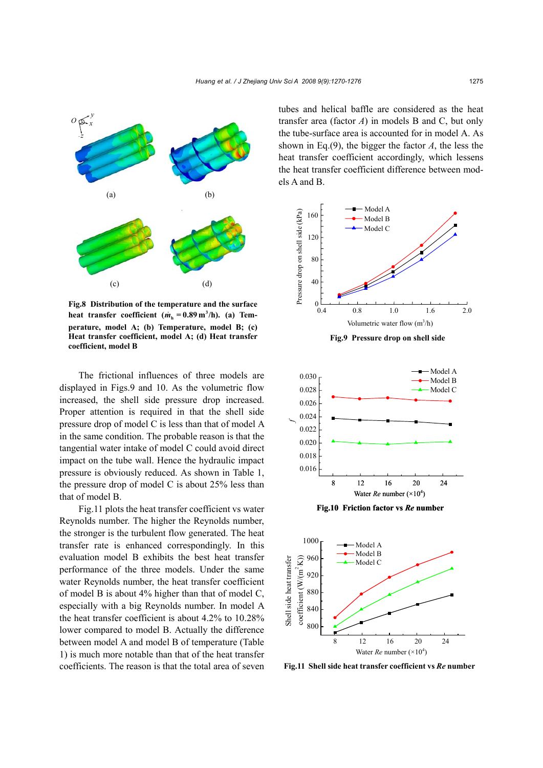Fig.8 **Distribution of the temperature and the surface heat transfer coefficient ($\dot{m}_h$ = 0.89 m$^3$/h). (a) Temperature, model A; (b) Temperature, model B; (c) Heat transfer coefficient, model A; (d) Heat transfer coefficient, model B**

The frictional influences of three models are displayed in Figs.9 and 10. As the volumetric flow increased, the shell side pressure drop increased. Proper attention is required in that the shell side pressure drop of model C is less than that of model A in the same condition. The probable reason is that the tangential water intake of model C could avoid direct impact on the tube wall. Hence the hydraulic impact pressure is obviously reduced. As shown in Table 1, the pressure drop of model C is about 25% less than that of model B.

Fig.11 plots the heat transfer coefficient vs water Reynolds number. The higher the Reynolds number, the stronger is the turbulent flow generated. The heat transfer rate is enhanced correspondingly. In this evaluation model B exhibits the best heat transfer performance of the three models. Under the same water Reynolds number, the heat transfer coefficient of model B is about 4% higher than that of model C, especially with a big Reynolds number. In model A the heat transfer coefficient is about 4.2% to 10.28% lower compared to model B. Actually the difference between model A and model B of temperature (Table 1) is much more notable than that of the heat transfer coefficients. The reason is that the total area of seven tubes and helical baffle are considered as the heat transfer area (factor $A$) in models B and C, but only the tube-surface area is accounted for in model A. As shown in Eq.(9), the bigger the factor $A$, the less the heat transfer coefficient accordingly, which lessens the heat transfer coefficient difference between models A and B.

**Fig.9 Pressure drop on shell side**

**Fig.10 Friction factor vs *Re* number**

**Fig.11 Shell side heat transfer coefficient vs *Re* number**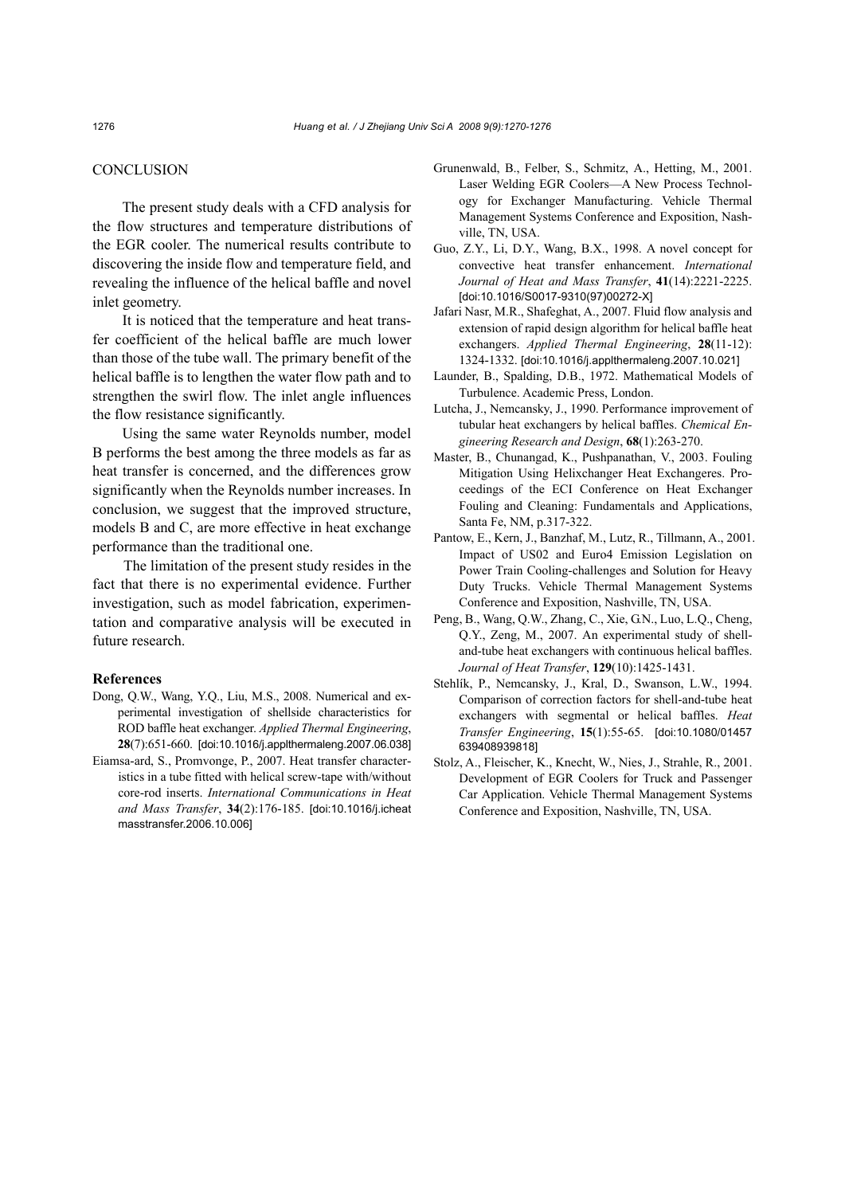## CONCLUSION

The present study deals with a CFD analysis for the flow structures and temperature distributions of the EGR cooler. The numerical results contribute to discovering the inside flow and temperature field, and revealing the influence of the helical baffle and novel inlet geometry.

It is noticed that the temperature and heat transfer coefficient of the helical baffle are much lower than those of the tube wall. The primary benefit of the helical baffle is to lengthen the water flow path and to strengthen the swirl flow. The inlet angle influences the flow resistance significantly.

Using the same water Reynolds number, model B performs the best among the three models as far as heat transfer is concerned, and the differences grow significantly when the Reynolds number increases. In conclusion, we suggest that the improved structure, models B and C, are more effective in heat exchange performance than the traditional one.

The limitation of the present study resides in the fact that there is no experimental evidence. Further investigation, such as model fabrication, experimentation and comparative analysis will be executed in future research.

### References

Dong, Q.W., Wang, Y.Q., Liu, M.S., 2008. Numerical and experimental investigation of shellside characteristics for ROD baffle heat exchanger. *Applied Thermal Engineering*, **28**(7):651-660. [doi:10.1016/j.applthermaleng.2007.06.038]

Eiamsa-ard, S., Promvonge, P., 2007. Heat transfer characteristics in a tube fitted with helical screw-tape with/without core-rod inserts. *International Communications in Heat and Mass Transfer*, **34**(2):176-185. [doi:10.1016/j.icheatmasstransfer.2006.10.006]

Grunenwald, B., Felber, S., Schmitz, A., Hetting, M., 2001. Laser Welding EGR Coolers—A New Process Technology for Exchanger Manufacturing. Vehicle Thermal Management Systems Conference and Exposition, Nashville, TN, USA.

Guo, Z.Y., Li, D.Y., Wang, B.X., 1998. A novel concept for convective heat transfer enhancement. *International Journal of Heat and Mass Transfer*, **41**(14):2221-2225. [doi:10.1016/S0017-9310(97)00272-X]

Jafari Nasr, M.R., Shafeghat, A., 2007. Fluid flow analysis and extension of rapid design algorithm for helical baffle heat exchangers. *Applied Thermal Engineering*, **28**(11-12): 1324-1332. [doi:10.1016/j.applthermaleng.2007.10.021]

Launder, B., Spalding, D.B., 1972. Mathematical Models of Turbulence. Academic Press, London.

Lutcha, J., Nemcansky, J., 1990. Performance improvement of tubular heat exchangers by helical baffles. *Chemical Engineering Research and Design*, **68**(1):263-270.

Master, B., Chunangad, K., Pushpanathan, V., 2003. Fouling Mitigation Using Helixchanger Heat Exchangeres. Proceedings of the ECI Conference on Heat Exchanger Fouling and Cleaning: Fundamentals and Applications, Santa Fe, NM, p.317-322.

Pantow, E., Kern, J., Banzhaf, M., Lutz, R., Tillmann, A., 2001. Impact of US02 and Euro4 Emission Legislation on Power Train Cooling-challenges and Solution for Heavy Duty Trucks. Vehicle Thermal Management Systems Conference and Exposition, Nashville, TN, USA.

Peng, B., Wang, Q.W., Zhang, C., Xie, G.N., Luo, L.Q., Cheng, Q.Y., Zeng, M., 2007. An experimental study of shell-and-tube heat exchangers with continuous helical baffles. *Journal of Heat Transfer*, **129**(10):1425-1431.

Stehlík, P., Nemcansky, J., Kral, D., Swanson, L.W., 1994. Comparison of correction factors for shell-and-tube heat exchangers with segmental or helical baffles. *Heat Transfer Engineering*, **15**(1):55-65. [doi:10.1080/01457639408939818]

Stolz, A., Fleischer, K., Knecht, W., Nies, J., Strahle, R., 2001. Development of EGR Coolers for Truck and Passenger Car Application. Vehicle Thermal Management Systems Conference and Exposition, Nashville, TN, USA.